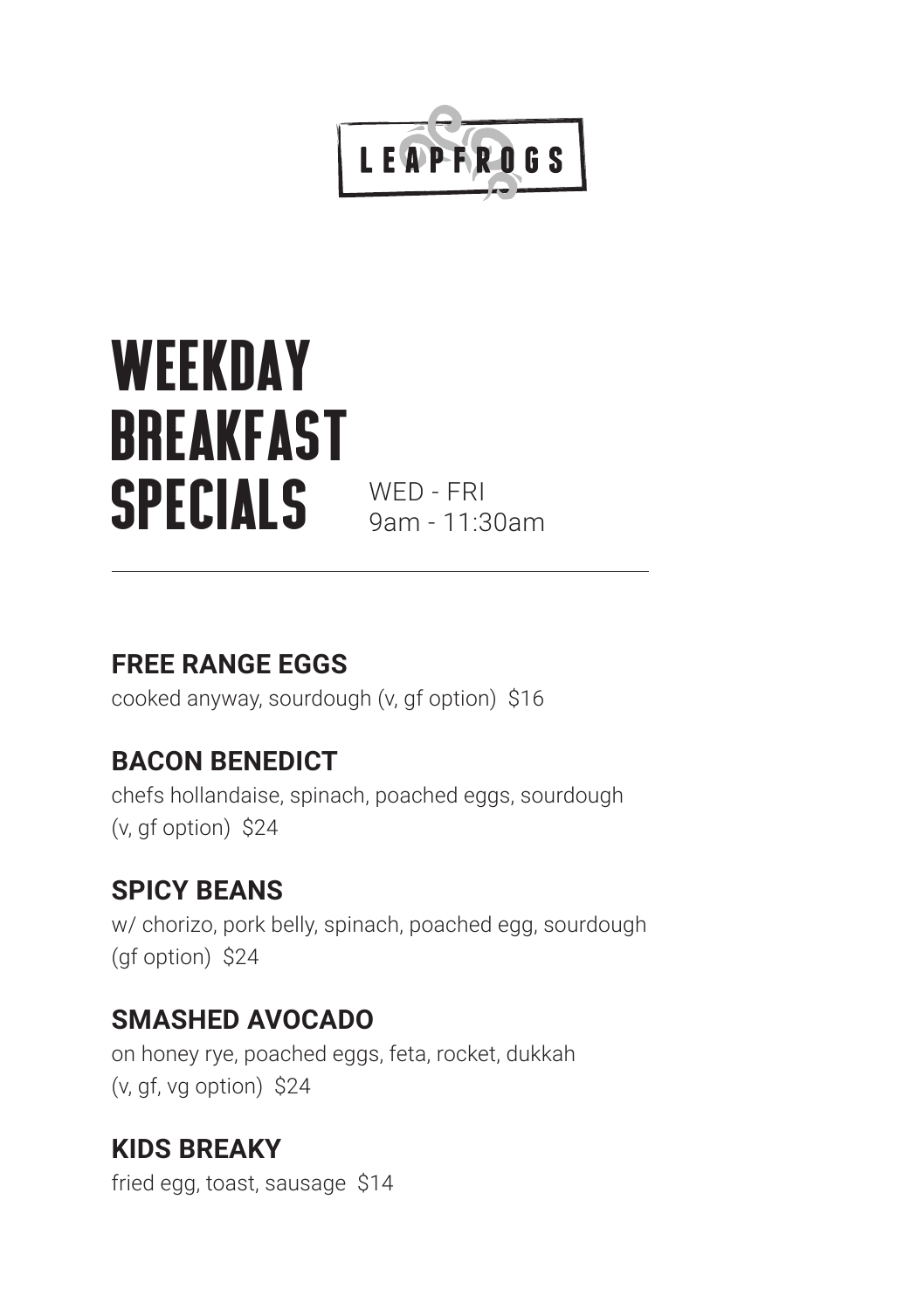LEAPFROGS

# WEEKDAY BREAKFAST SPECIALS

WED - FRI
9am - 11:30am

---

### FREE RANGE EGGS

cooked anyway, sourdough (v, gf option) $16

### BACON BENEDICT

chefs hollandaise, spinach, poached eggs, sourdough (v, gf option) $24

### SPICY BEANS

w/ chorizo, pork belly, spinach, poached egg, sourdough (gf option) $24

### SMASHED AVOCADO

on honey rye, poached eggs, feta, rocket, dukkah (v, gf, vg option) $24

### KIDS BREAKY

fried egg, toast, sausage $14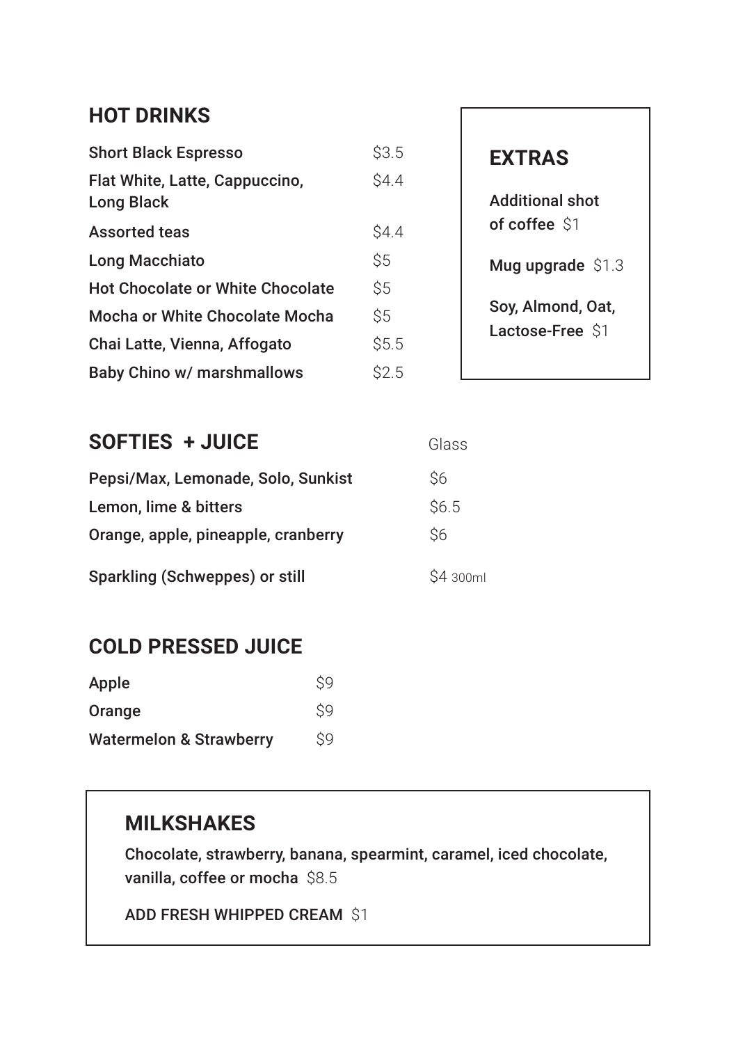## HOT DRINKS

| | |
|---|---|
| Short Black Espresso | $3.5 |
| Flat White, Latte, Cappuccino, Long Black | $4.4 |
| Assorted teas | $4.4 |
| Long Macchiato | $5 |
| Hot Chocolate or White Chocolate | $5 |
| Mocha or White Chocolate Mocha | $5 |
| Chai Latte, Vienna, Affogato | $5.5 |
| Baby Chino w/ marshmallows | $2.5 |

## EXTRAS

Additional shot of coffee $1

Mug upgrade $1.3

Soy, Almond, Oat, Lactose-Free $1

## SOFTIES + JUICE

| | Glass |
|---|---|
| Pepsi/Max, Lemonade, Solo, Sunkist | $6 |
| Lemon, lime & bitters | $6.5 |
| Orange, apple, pineapple, cranberry | $6 |
| Sparkling (Schweppes) or still | $4 300ml |

## COLD PRESSED JUICE

| | |
|---|---|
| Apple | $9 |
| Orange | $9 |
| Watermelon & Strawberry | $9 |

## MILKSHAKES

Chocolate, strawberry, banana, spearmint, caramel, iced chocolate, vanilla, coffee or mocha $8.5

ADD FRESH WHIPPED CREAM $1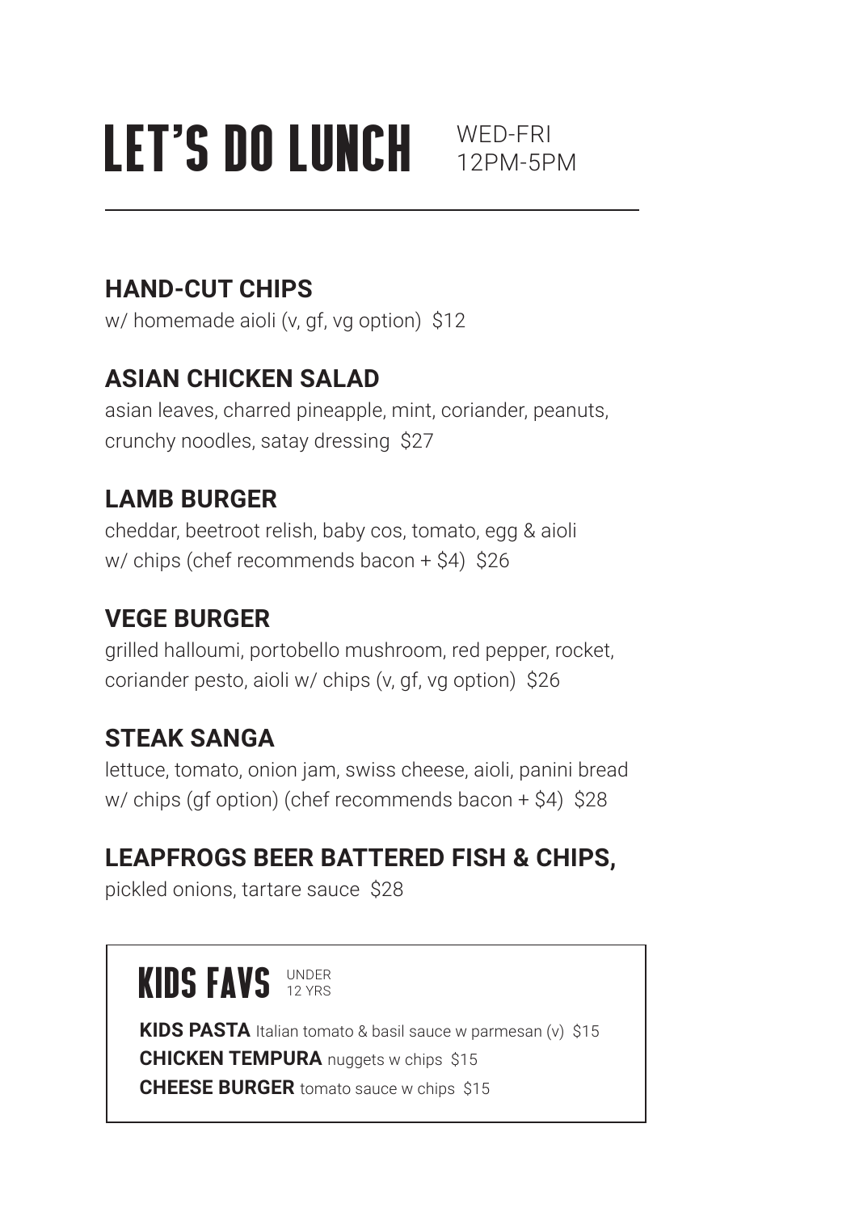# LET'S DO LUNCH

WED-FRI
12PM-5PM

---

## HAND-CUT CHIPS

w/ homemade aioli (v, gf, vg option) $12

## ASIAN CHICKEN SALAD

asian leaves, charred pineapple, mint, coriander, peanuts, crunchy noodles, satay dressing $27

## LAMB BURGER

cheddar, beetroot relish, baby cos, tomato, egg & aioli w/ chips (chef recommends bacon + $4) $26

## VEGE BURGER

grilled halloumi, portobello mushroom, red pepper, rocket, coriander pesto, aioli w/ chips (v, gf, vg option) $26

## STEAK SANGA

lettuce, tomato, onion jam, swiss cheese, aioli, panini bread w/ chips (gf option) (chef recommends bacon + $4) $28

## LEAPFROGS BEER BATTERED FISH & CHIPS,

pickled onions, tartare sauce $28

## KIDS FAVS

UNDER 12 YRS

**KIDS PASTA** Italian tomato & basil sauce w parmesan (v) $15

**CHICKEN TEMPURA** nuggets w chips $15

**CHEESE BURGER** tomato sauce w chips $15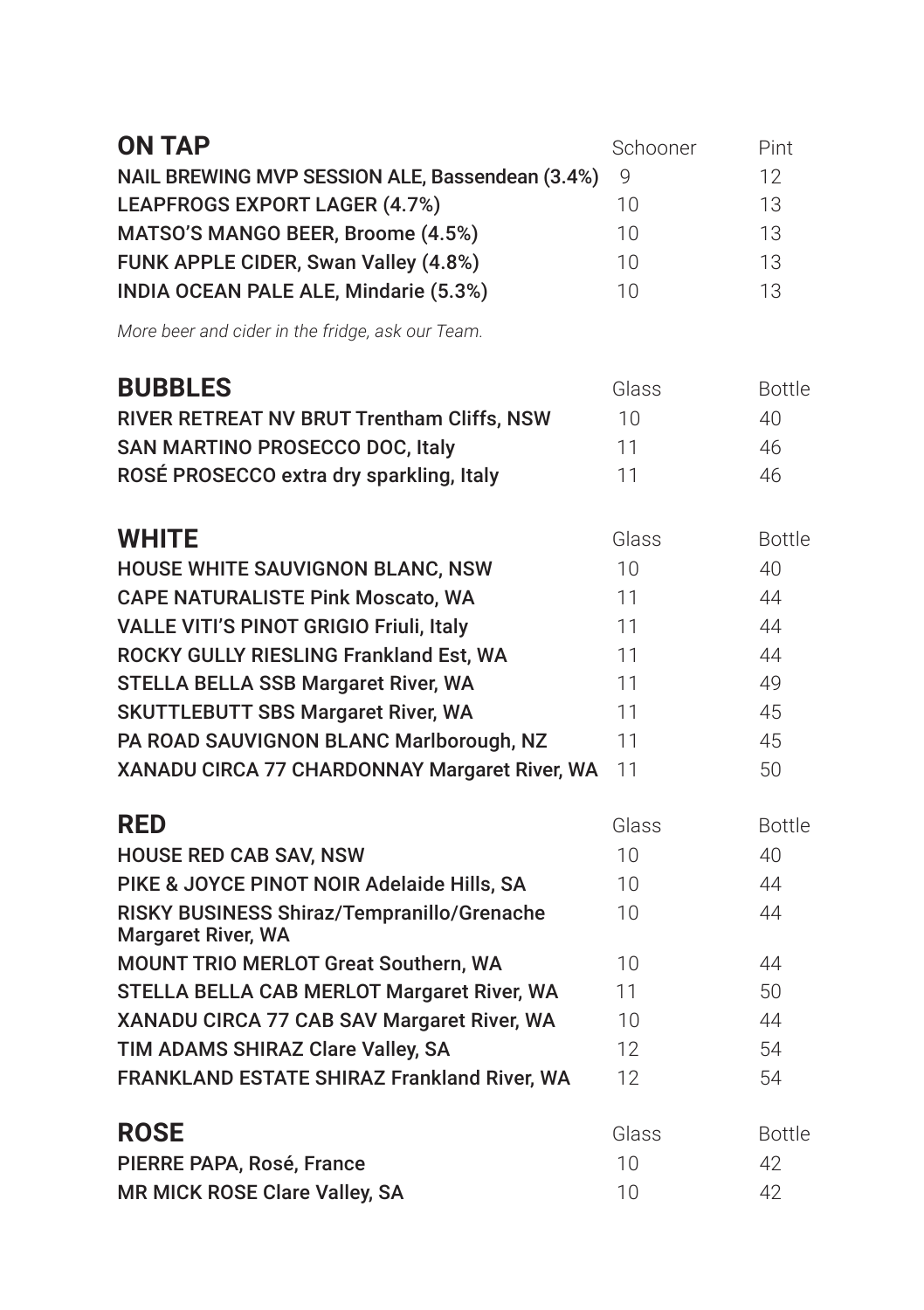## ON TAP

| ON TAP | Schooner | Pint |
| --- | --- | --- |
| NAIL BREWING MVP SESSION ALE, Bassendean (3.4%) | 9 | 12 |
| LEAPFROGS EXPORT LAGER (4.7%) | 10 | 13 |
| MATSO'S MANGO BEER, Broome (4.5%) | 10 | 13 |
| FUNK APPLE CIDER, Swan Valley (4.8%) | 10 | 13 |
| INDIA OCEAN PALE ALE, Mindarie (5.3%) | 10 | 13 |

*More beer and cider in the fridge, ask our Team.*

## BUBBLES

| BUBBLES | Glass | Bottle |
| --- | --- | --- |
| RIVER RETREAT NV BRUT Trentham Cliffs, NSW | 10 | 40 |
| SAN MARTINO PROSECCO DOC, Italy | 11 | 46 |
| ROSÉ PROSECCO extra dry sparkling, Italy | 11 | 46 |

## WHITE

| WHITE | Glass | Bottle |
| --- | --- | --- |
| HOUSE WHITE SAUVIGNON BLANC, NSW | 10 | 40 |
| CAPE NATURALISTE Pink Moscato, WA | 11 | 44 |
| VALLE VITI'S PINOT GRIGIO Friuli, Italy | 11 | 44 |
| ROCKY GULLY RIESLING Frankland Est, WA | 11 | 44 |
| STELLA BELLA SSB Margaret River, WA | 11 | 49 |
| SKUTTLEBUTT SBS Margaret River, WA | 11 | 45 |
| PA ROAD SAUVIGNON BLANC Marlborough, NZ | 11 | 45 |
| XANADU CIRCA 77 CHARDONNAY Margaret River, WA | 11 | 50 |

## RED

| RED | Glass | Bottle |
| --- | --- | --- |
| HOUSE RED CAB SAV, NSW | 10 | 40 |
| PIKE & JOYCE PINOT NOIR Adelaide Hills, SA | 10 | 44 |
| RISKY BUSINESS Shiraz/Tempranillo/Grenache Margaret River, WA | 10 | 44 |
| MOUNT TRIO MERLOT Great Southern, WA | 10 | 44 |
| STELLA BELLA CAB MERLOT Margaret River, WA | 11 | 50 |
| XANADU CIRCA 77 CAB SAV Margaret River, WA | 10 | 44 |
| TIM ADAMS SHIRAZ Clare Valley, SA | 12 | 54 |
| FRANKLAND ESTATE SHIRAZ Frankland River, WA | 12 | 54 |

## ROSE

| ROSE | Glass | Bottle |
| --- | --- | --- |
| PIERRE PAPA, Rosé, France | 10 | 42 |
| MR MICK ROSE Clare Valley, SA | 10 | 42 |